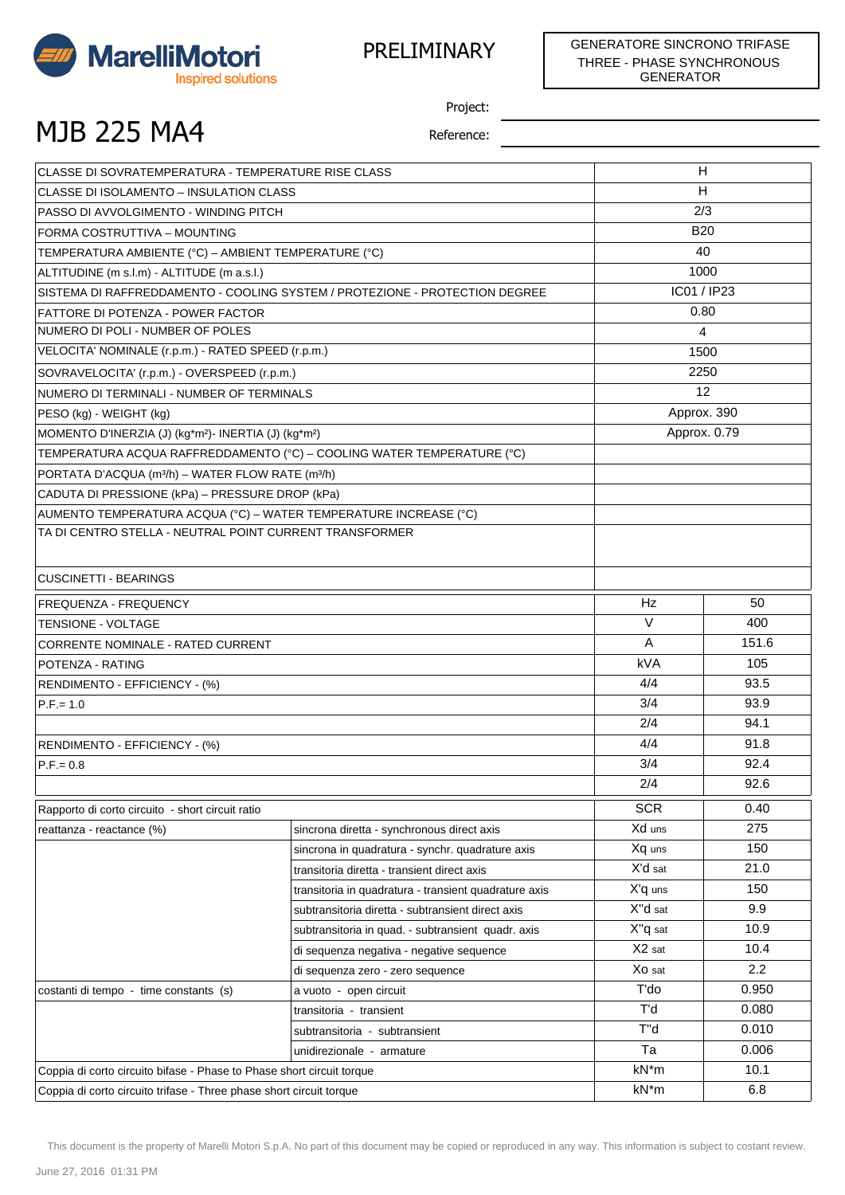MarelliMotori
Inspired solutions

PRELIMINARY

GENERATORE SINCRONO TRIFASE
THREE - PHASE SYNCHRONOUS GENERATOR

# MJB 225 MA4

Project:

Reference:

| | |
|---|---|
| CLASSE DI SOVRATEMPERATURA - TEMPERATURE RISE CLASS | H |
| CLASSE DI ISOLAMENTO – INSULATION CLASS | H |
| PASSO DI AVVOLGIMENTO - WINDING PITCH | 2/3 |
| FORMA COSTRUTTIVA – MOUNTING | B20 |
| TEMPERATURA AMBIENTE (°C) – AMBIENT TEMPERATURE (°C) | 40 |
| ALTITUDINE (m s.l.m) - ALTITUDE (m a.s.l.) | 1000 |
| SISTEMA DI RAFFREDDAMENTO - COOLING SYSTEM / PROTEZIONE - PROTECTION DEGREE | IC01 / IP23 |
| FATTORE DI POTENZA - POWER FACTOR | 0.80 |
| NUMERO DI POLI - NUMBER OF POLES | 4 |
| VELOCITA' NOMINALE (r.p.m.) - RATED SPEED (r.p.m.) | 1500 |
| SOVRAVELOCITA' (r.p.m.) - OVERSPEED (r.p.m.) | 2250 |
| NUMERO DI TERMINALI - NUMBER OF TERMINALS | 12 |
| PESO (kg) - WEIGHT (kg) | Approx. 390 |
| MOMENTO D'INERZIA (J) (kg*m²)- INERTIA (J) (kg*m²) | Approx. 0.79 |
| TEMPERATURA ACQUA RAFFREDDAMENTO (°C) – COOLING WATER TEMPERATURE (°C) | |
| PORTATA D'ACQUA (m³/h) – WATER FLOW RATE (m³/h) | |
| CADUTA DI PRESSIONE (kPa) – PRESSURE DROP (kPa) | |
| AUMENTO TEMPERATURA ACQUA (°C) – WATER TEMPERATURE INCREASE (°C) | |
| TA DI CENTRO STELLA - NEUTRAL POINT CURRENT TRANSFORMER | |
| CUSCINETTI - BEARINGS | |

| | | |
|---|---|---|
| FREQUENZA - FREQUENCY | Hz | 50 |
| TENSIONE - VOLTAGE | V | 400 |
| CORRENTE NOMINALE - RATED CURRENT | A | 151.6 |
| POTENZA - RATING | kVA | 105 |
| RENDIMENTO - EFFICIENCY - (%) | 4/4 | 93.5 |
| P.F.= 1.0 | 3/4 | 93.9 |
| | 2/4 | 94.1 |
| RENDIMENTO - EFFICIENCY - (%) | 4/4 | 91.8 |
| P.F.= 0.8 | 3/4 | 92.4 |
| | 2/4 | 92.6 |

| | | | |
|---|---|---|---|
| Rapporto di corto circuito - short circuit ratio | | SCR | 0.40 |
| reattanza - reactance (%) | sincrona diretta - synchronous direct axis | Xd uns | 275 |
| | sincrona in quadratura - synchr. quadrature axis | Xq uns | 150 |
| | transitoria diretta - transient direct axis | X'd sat | 21.0 |
| | transitoria in quadratura - transient quadrature axis | X'q uns | 150 |
| | subtransitoria diretta - subtransient direct axis | X"d sat | 9.9 |
| | subtransitoria in quad. - subtransient quadr. axis | X"q sat | 10.9 |
| | di sequenza negativa - negative sequence | X2 sat | 10.4 |
| | di sequenza zero - zero sequence | Xo sat | 2.2 |
| costanti di tempo - time constants (s) | a vuoto - open circuit | T'do | 0.950 |
| | transitoria - transient | T'd | 0.080 |
| | subtransitoria - subtransient | T"d | 0.010 |
| | unidirezionale - armature | Ta | 0.006 |
| Coppia di corto circuito bifase - Phase to Phase short circuit torque | | kN*m | 10.1 |
| Coppia di corto circuito trifase - Three phase short circuit torque | | kN*m | 6.8 |

This document is the property of Marelli Motori S.p.A. No part of this document may be copied or reproduced in any way. This information is subject to costant review.

June 27, 2016 01:31 PM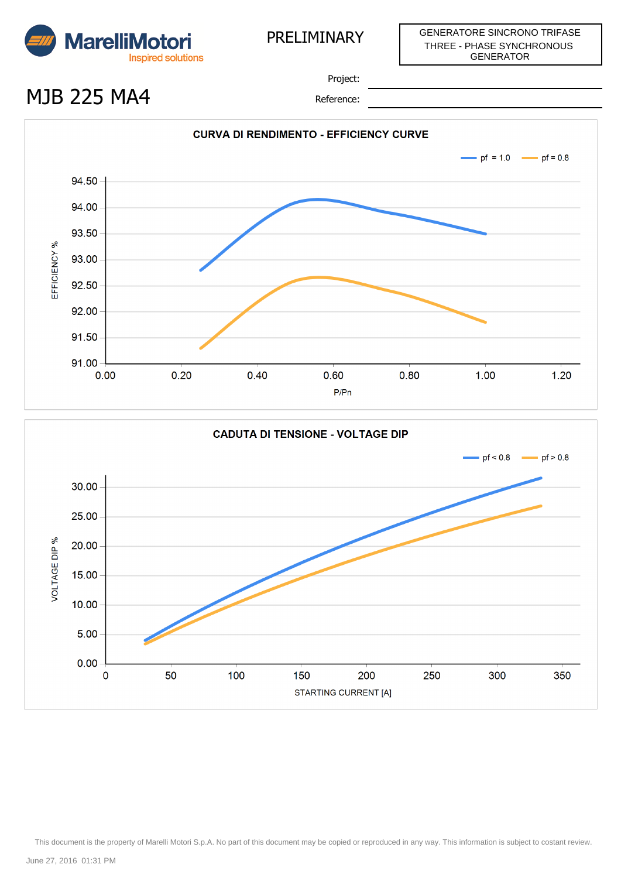MarelliMotori
Inspired solutions

PRELIMINARY

GENERATORE SINCRONO TRIFASE
THREE - PHASE SYNCHRONOUS GENERATOR

# MJB 225 MA4

Project:

Reference:

## CURVA DI RENDIMENTO - EFFICIENCY CURVE

pf = 1.0 pf = 0.8

EFFICIENCY %

94.50
94.00
93.50
93.00
92.50
92.00
91.50
91.00

0.00 0.20 0.40 0.60 0.80 1.00 1.20

P/Pn

## CADUTA DI TENSIONE - VOLTAGE DIP

pf < 0.8 pf > 0.8

VOLTAGE DIP %

30.00
25.00
20.00
15.00
10.00
5.00
0.00

0 50 100 150 200 250 300 350

STARTING CURRENT [A]

This document is the property of Marelli Motori S.p.A. No part of this document may be copied or reproduced in any way. This information is subject to costant review.

June 27, 2016 01:31 PM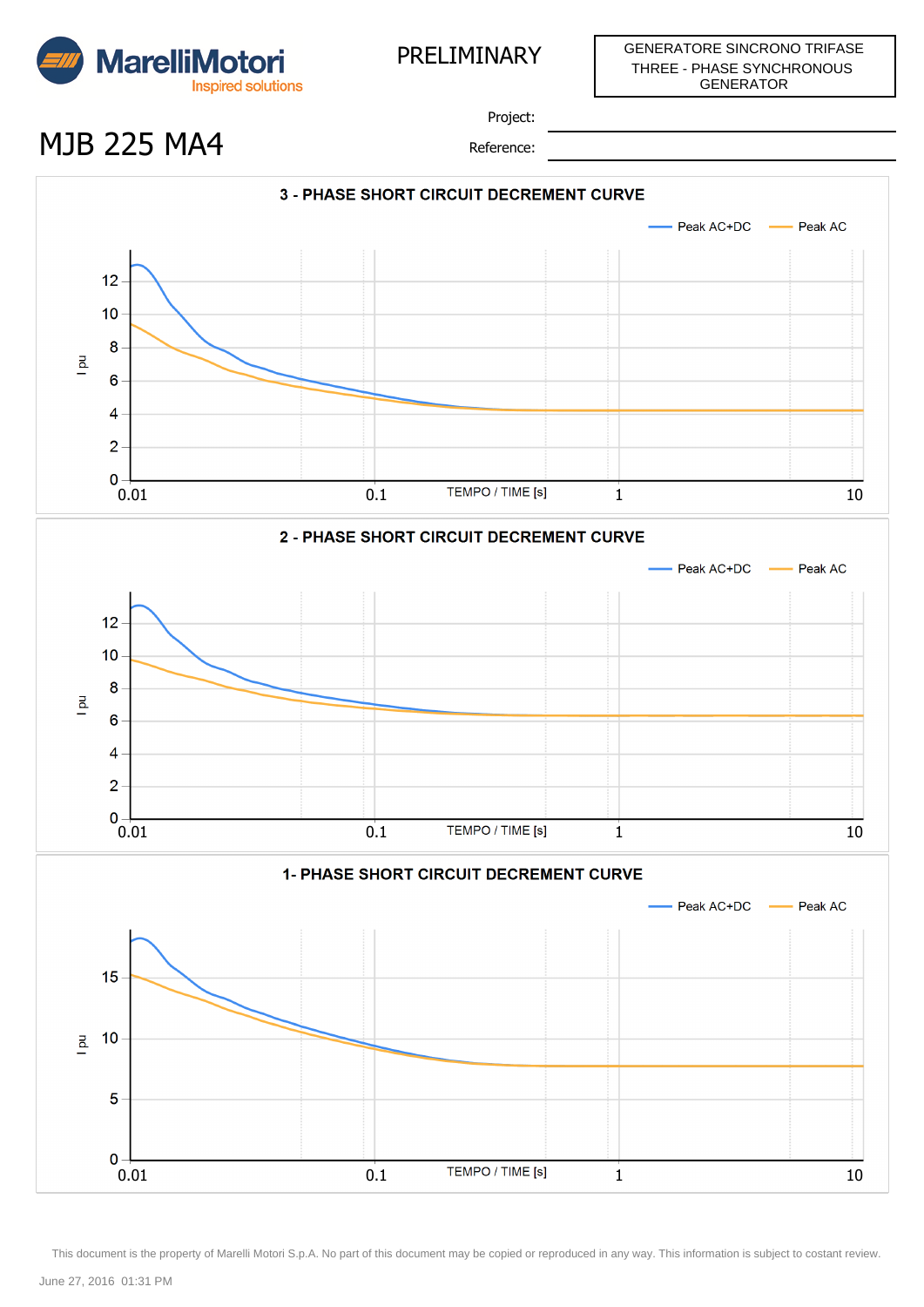PRELIMINARY

GENERATORE SINCRONO TRIFASE
THREE - PHASE SYNCHRONOUS GENERATOR

# MJB 225 MA4

Project:

Reference:

## 3 - PHASE SHORT CIRCUIT DECREMENT CURVE

Peak AC+DC — Peak AC

I pu: 0, 2, 4, 6, 8, 10, 12

TEMPO / TIME [s]: 0.01, 0.1, 1, 10

## 2 - PHASE SHORT CIRCUIT DECREMENT CURVE

Peak AC+DC — Peak AC

I pu: 0, 2, 4, 6, 8, 10, 12

TEMPO / TIME [s]: 0.01, 0.1, 1, 10

## 1- PHASE SHORT CIRCUIT DECREMENT CURVE

Peak AC+DC — Peak AC

I pu: 0, 5, 10, 15

TEMPO / TIME [s]: 0.01, 0.1, 1, 10

This document is the property of Marelli Motori S.p.A. No part of this document may be copied or reproduced in any way. This information is subject to costant review.

June 27, 2016 01:31 PM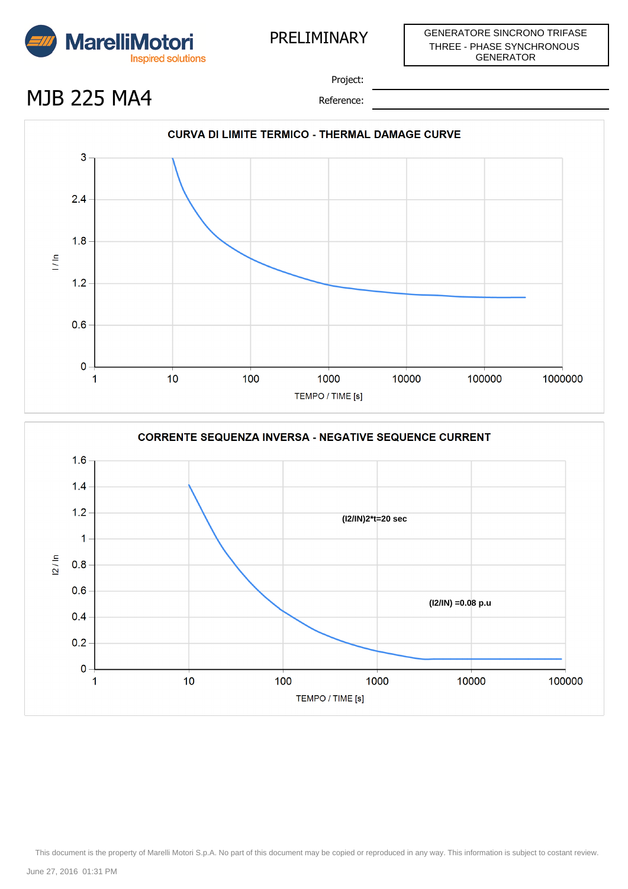**MarelliMotori** Inspired solutions

PRELIMINARY

GENERATORE SINCRONO TRIFASE
THREE - PHASE SYNCHRONOUS GENERATOR

# MJB 225 MA4

Project:

Reference:

## CURVA DI LIMITE TERMICO - THERMAL DAMAGE CURVE

I / In (y-axis: 0, 0.6, 1.2, 1.8, 2.4, 3)

TEMPO / TIME [s] (x-axis: 1, 10, 100, 1000, 10000, 100000, 1000000)

## CORRENTE SEQUENZA INVERSA - NEGATIVE SEQUENCE CURRENT

I2 / In (y-axis: 0, 0.2, 0.4, 0.6, 0.8, 1, 1.2, 1.4, 1.6)

(I2/IN)2*t=20 sec

(I2/IN) =0.08 p.u

TEMPO / TIME [s] (x-axis: 1, 10, 100, 1000, 10000, 100000)

This document is the property of Marelli Motori S.p.A. No part of this document may be copied or reproduced in any way. This information is subject to costant review.

June 27, 2016 01:31 PM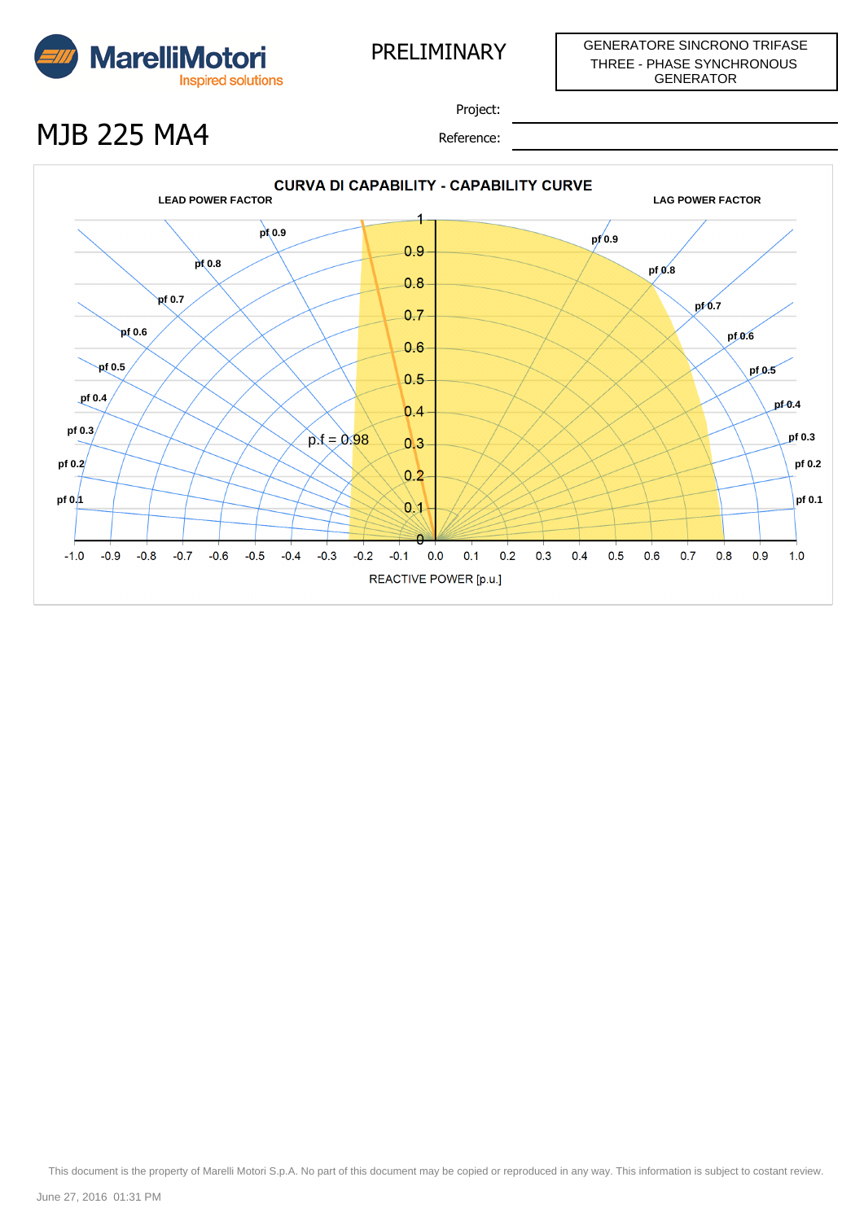**MarelliMotori** Inspired solutions

PRELIMINARY

GENERATORE SINCRONO TRIFASE
THREE - PHASE SYNCHRONOUS GENERATOR

# MJB 225 MA4

Project:

Reference:

## CURVA DI CAPABILITY - CAPABILITY CURVE

LEAD POWER FACTOR — LAG POWER FACTOR

pf 0.9, pf 0.8, pf 0.7, pf 0.6, pf 0.5, pf 0.4, pf 0.3, pf 0.2, pf 0.1

p.f = 0.98

REACTIVE POWER [p.u.]

This document is the property of Marelli Motori S.p.A. No part of this document may be copied or reproduced in any way. This information is subject to costant review.

June 27, 2016 01:31 PM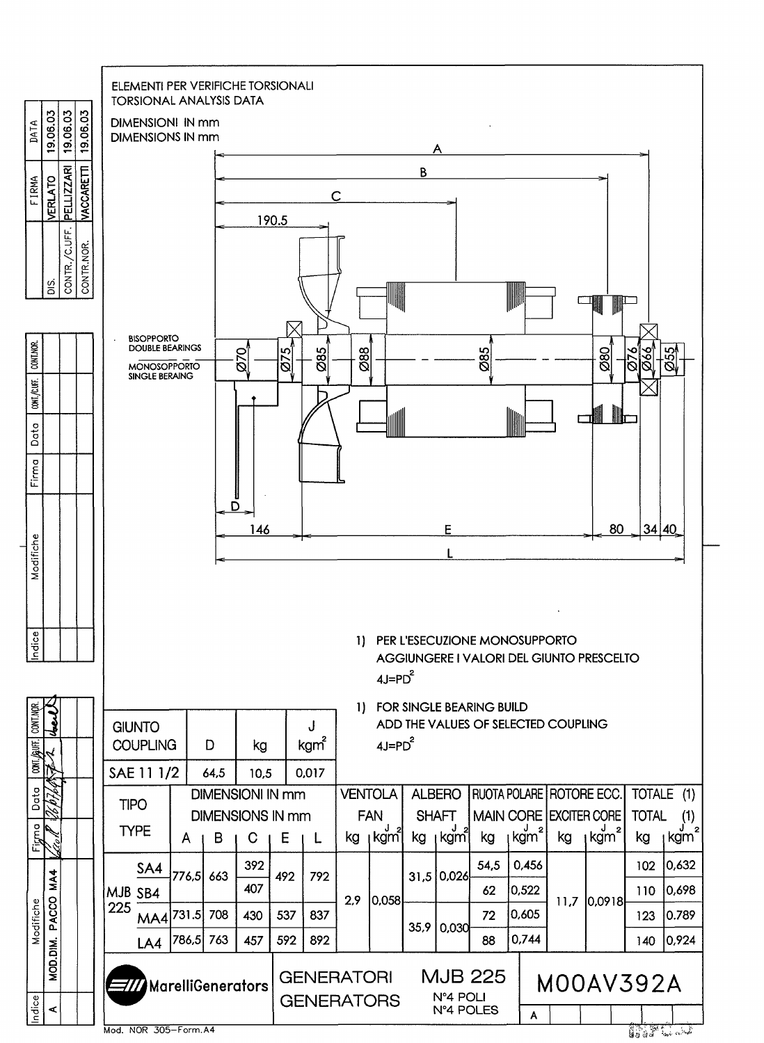ELEMENTI PER VERIFICHE TORSIONALI
TORSIONAL ANALYSIS DATA

DIMENSIONI IN mm
DIMENSIONS IN mm

A
B
C
190.5

BISOPPORTO
DOUBLE BEARINGS

MONOSOPPORTO
SINGLE BERAING

Ø70 Ø75 Ø85 Ø88 Ø85 Ø80 Ø76 Ø66 Ø55

D
146
E
80
34
40
L

1) PER L'ESECUZIONE MONOSUPPORTO AGGIUNGERE I VALORI DEL GIUNTO PRESCELTO $4J=PD^2$

1) FOR SINGLE BEARING BUILD ADD THE VALUES OF SELECTED COUPLING $4J=PD^2$

| GIUNTO COUPLING | D | kg | J $kgm^2$ |
|---|---|---|---|
| SAE 11 1/2 | 64,5 | 10,5 | 0,017 |

| TIPO TYPE | | DIMENSIONI IN mm DIMENSIONS IN mm A | B | C | E | L | VENTOLA FAN kg | J $kgm^2$ | ALBERO SHAFT kg | J $kgm^2$ | RUOTA POLARE MAIN CORE kg | J $kgm^2$ | ROTORE ECC. EXCITER CORE kg | J $kgm^2$ | TOTALE (1) TOTAL (1) kg | J $kgm^2$ |
|---|---|---|---|---|---|---|---|---|---|---|---|---|---|---|---|---|
| MJB 225 | SA4 | 776,5 | 663 | 392 | 492 | 792 | 2,9 | 0,058 | 31,5 | 0,026 | 54,5 | 0,456 | 11,7 | 0,0918 | 102 | 0,632 |
| | SB4 | | | 407 | | | | | | | 62 | 0,522 | | | 110 | 0,698 |
| | MA4 | 731,5 | 708 | 430 | 537 | 837 | | | 35,9 | 0,030 | 72 | 0,605 | | | 123 | 0.789 |
| | LA4 | 786,5 | 763 | 457 | 592 | 892 | | | | | 88 | 0,744 | | | 140 | 0,924 |

MarelliGenerators

GENERATORI
GENERATORS

MJB 225
N°4 POLI
N°4 POLES

M00AV392A

A

| | FIRMA | DATA |
|---|---|---|
| DIS. | VERLATO | 19.06.03 |
| CONTR./C.UFF. | PELLIZZARI | 19.06.03 |
| CONTR.NOR. | VACCARETTI | 19.06.03 |

| Indice | Modifiche | Firma | Data | CONT./C.UFF. | CONT.NOR. |
|---|---|---|---|---|---|
| A | MOD.DIM. PACCO MA4 | | | | |

Mod. NOR 305–Form.A4